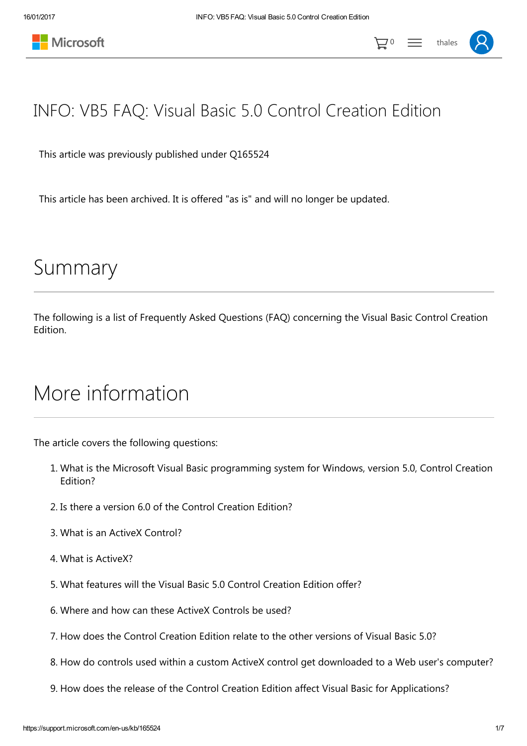# INFO: VB5 FAQ: Visual Basic 5.0 Control Creation Edition

This article was previously published under Q165524

This article has been archived. It is offered "as is" and will no longer be updated.

## Summary

The following is a list of Frequently Asked Questions (FAQ) concerning the Visual Basic Control Creation Edition.

## More information

The article covers the following questions:

1. What is the Microsoft Visual Basic programming system for Windows, version 5.0, Control Creation Edition?
2. Is there a version 6.0 of the Control Creation Edition?
3. What is an ActiveX Control?
4. What is ActiveX?
5. What features will the Visual Basic 5.0 Control Creation Edition offer?
6. Where and how can these ActiveX Controls be used?
7. How does the Control Creation Edition relate to the other versions of Visual Basic 5.0?
8. How do controls used within a custom ActiveX control get downloaded to a Web user's computer?
9. How does the release of the Control Creation Edition affect Visual Basic for Applications?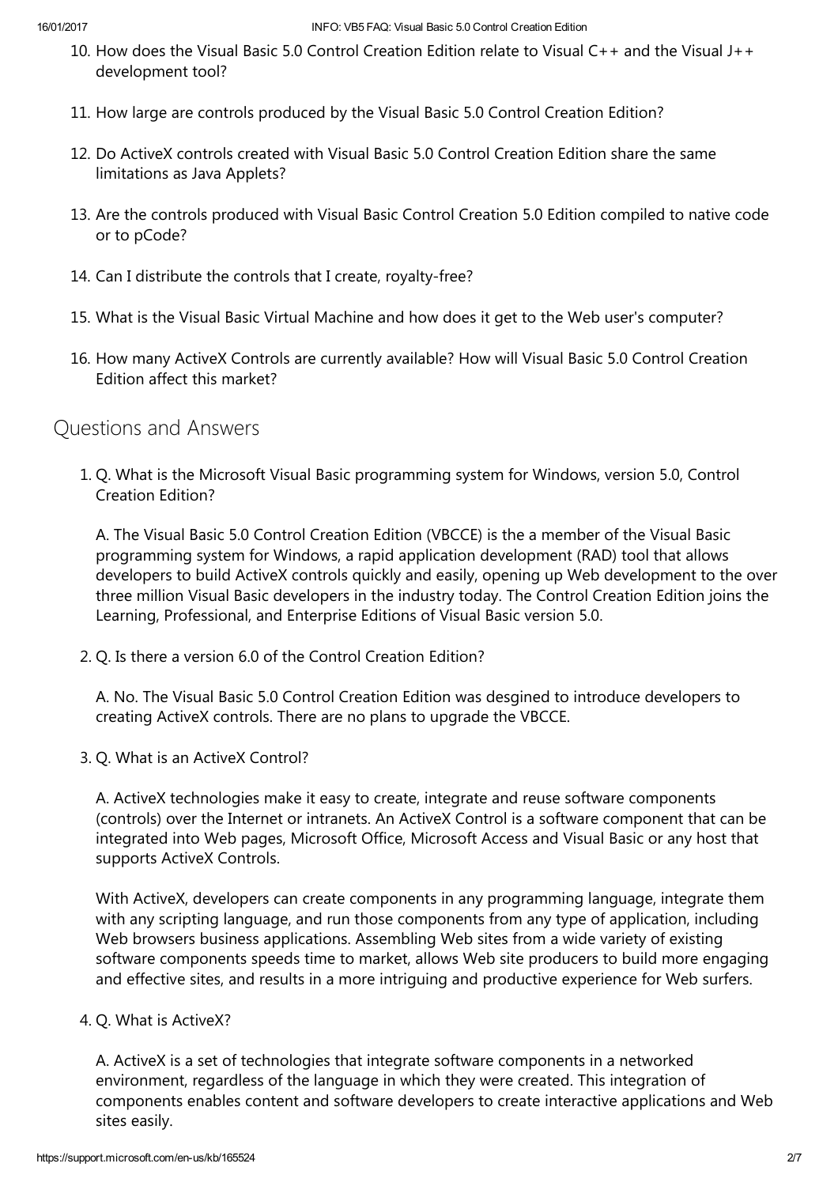10. How does the Visual Basic 5.0 Control Creation Edition relate to Visual C++ and the Visual J++ development tool?

11. How large are controls produced by the Visual Basic 5.0 Control Creation Edition?

12. Do ActiveX controls created with Visual Basic 5.0 Control Creation Edition share the same limitations as Java Applets?

13. Are the controls produced with Visual Basic Control Creation 5.0 Edition compiled to native code or to pCode?

14. Can I distribute the controls that I create, royalty-free?

15. What is the Visual Basic Virtual Machine and how does it get to the Web user's computer?

16. How many ActiveX Controls are currently available? How will Visual Basic 5.0 Control Creation Edition affect this market?

## Questions and Answers

1. Q. What is the Microsoft Visual Basic programming system for Windows, version 5.0, Control Creation Edition?

   A. The Visual Basic 5.0 Control Creation Edition (VBCCE) is the a member of the Visual Basic programming system for Windows, a rapid application development (RAD) tool that allows developers to build ActiveX controls quickly and easily, opening up Web development to the over three million Visual Basic developers in the industry today. The Control Creation Edition joins the Learning, Professional, and Enterprise Editions of Visual Basic version 5.0.

2. Q. Is there a version 6.0 of the Control Creation Edition?

   A. No. The Visual Basic 5.0 Control Creation Edition was desgined to introduce developers to creating ActiveX controls. There are no plans to upgrade the VBCCE.

3. Q. What is an ActiveX Control?

   A. ActiveX technologies make it easy to create, integrate and reuse software components (controls) over the Internet or intranets. An ActiveX Control is a software component that can be integrated into Web pages, Microsoft Office, Microsoft Access and Visual Basic or any host that supports ActiveX Controls.

   With ActiveX, developers can create components in any programming language, integrate them with any scripting language, and run those components from any type of application, including Web browsers business applications. Assembling Web sites from a wide variety of existing software components speeds time to market, allows Web site producers to build more engaging and effective sites, and results in a more intriguing and productive experience for Web surfers.

4. Q. What is ActiveX?

   A. ActiveX is a set of technologies that integrate software components in a networked environment, regardless of the language in which they were created. This integration of components enables content and software developers to create interactive applications and Web sites easily.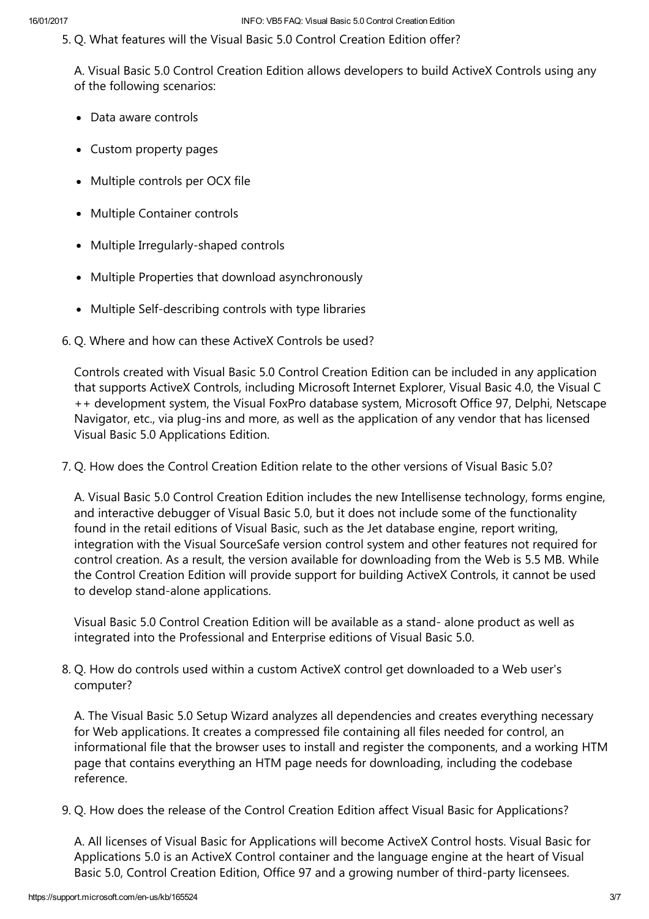5. Q. What features will the Visual Basic 5.0 Control Creation Edition offer?

   A. Visual Basic 5.0 Control Creation Edition allows developers to build ActiveX Controls using any of the following scenarios:

   - Data aware controls
   - Custom property pages
   - Multiple controls per OCX file
   - Multiple Container controls
   - Multiple Irregularly-shaped controls
   - Multiple Properties that download asynchronously
   - Multiple Self-describing controls with type libraries

6. Q. Where and how can these ActiveX Controls be used?

   Controls created with Visual Basic 5.0 Control Creation Edition can be included in any application that supports ActiveX Controls, including Microsoft Internet Explorer, Visual Basic 4.0, the Visual C ++ development system, the Visual FoxPro database system, Microsoft Office 97, Delphi, Netscape Navigator, etc., via plug-ins and more, as well as the application of any vendor that has licensed Visual Basic 5.0 Applications Edition.

7. Q. How does the Control Creation Edition relate to the other versions of Visual Basic 5.0?

   A. Visual Basic 5.0 Control Creation Edition includes the new Intellisense technology, forms engine, and interactive debugger of Visual Basic 5.0, but it does not include some of the functionality found in the retail editions of Visual Basic, such as the Jet database engine, report writing, integration with the Visual SourceSafe version control system and other features not required for control creation. As a result, the version available for downloading from the Web is 5.5 MB. While the Control Creation Edition will provide support for building ActiveX Controls, it cannot be used to develop stand-alone applications.

   Visual Basic 5.0 Control Creation Edition will be available as a stand- alone product as well as integrated into the Professional and Enterprise editions of Visual Basic 5.0.

8. Q. How do controls used within a custom ActiveX control get downloaded to a Web user's computer?

   A. The Visual Basic 5.0 Setup Wizard analyzes all dependencies and creates everything necessary for Web applications. It creates a compressed file containing all files needed for control, an informational file that the browser uses to install and register the components, and a working HTM page that contains everything an HTM page needs for downloading, including the codebase reference.

9. Q. How does the release of the Control Creation Edition affect Visual Basic for Applications?

   A. All licenses of Visual Basic for Applications will become ActiveX Control hosts. Visual Basic for Applications 5.0 is an ActiveX Control container and the language engine at the heart of Visual Basic 5.0, Control Creation Edition, Office 97 and a growing number of third-party licensees.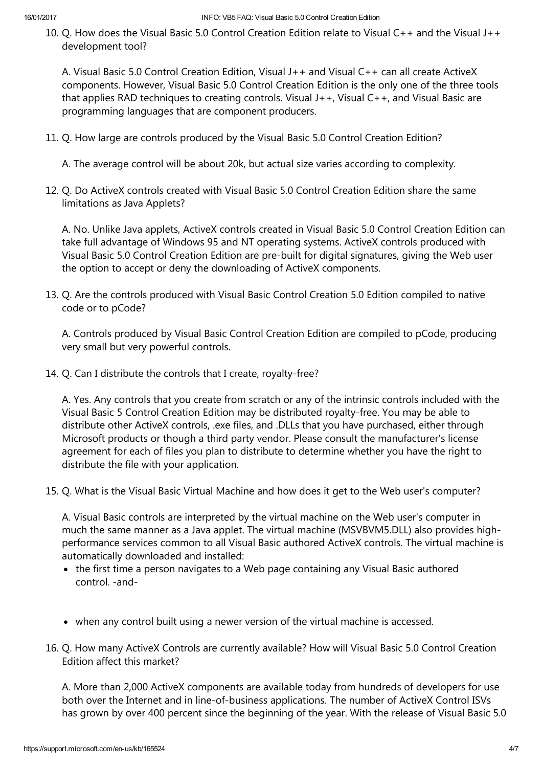10. Q. How does the Visual Basic 5.0 Control Creation Edition relate to Visual C++ and the Visual J++ development tool?

    A. Visual Basic 5.0 Control Creation Edition, Visual J++ and Visual C++ can all create ActiveX components. However, Visual Basic 5.0 Control Creation Edition is the only one of the three tools that applies RAD techniques to creating controls. Visual J++, Visual C++, and Visual Basic are programming languages that are component producers.

11. Q. How large are controls produced by the Visual Basic 5.0 Control Creation Edition?

    A. The average control will be about 20k, but actual size varies according to complexity.

12. Q. Do ActiveX controls created with Visual Basic 5.0 Control Creation Edition share the same limitations as Java Applets?

    A. No. Unlike Java applets, ActiveX controls created in Visual Basic 5.0 Control Creation Edition can take full advantage of Windows 95 and NT operating systems. ActiveX controls produced with Visual Basic 5.0 Control Creation Edition are pre-built for digital signatures, giving the Web user the option to accept or deny the downloading of ActiveX components.

13. Q. Are the controls produced with Visual Basic Control Creation 5.0 Edition compiled to native code or to pCode?

    A. Controls produced by Visual Basic Control Creation Edition are compiled to pCode, producing very small but very powerful controls.

14. Q. Can I distribute the controls that I create, royalty-free?

    A. Yes. Any controls that you create from scratch or any of the intrinsic controls included with the Visual Basic 5 Control Creation Edition may be distributed royalty-free. You may be able to distribute other ActiveX controls, .exe files, and .DLLs that you have purchased, either through Microsoft products or though a third party vendor. Please consult the manufacturer's license agreement for each of files you plan to distribute to determine whether you have the right to distribute the file with your application.

15. Q. What is the Visual Basic Virtual Machine and how does it get to the Web user's computer?

    A. Visual Basic controls are interpreted by the virtual machine on the Web user's computer in much the same manner as a Java applet. The virtual machine (MSVBVM5.DLL) also provides high-performance services common to all Visual Basic authored ActiveX controls. The virtual machine is automatically downloaded and installed:

    - the first time a person navigates to a Web page containing any Visual Basic authored control. -and-
    - when any control built using a newer version of the virtual machine is accessed.

16. Q. How many ActiveX Controls are currently available? How will Visual Basic 5.0 Control Creation Edition affect this market?

    A. More than 2,000 ActiveX components are available today from hundreds of developers for use both over the Internet and in line-of-business applications. The number of ActiveX Control ISVs has grown by over 400 percent since the beginning of the year. With the release of Visual Basic 5.0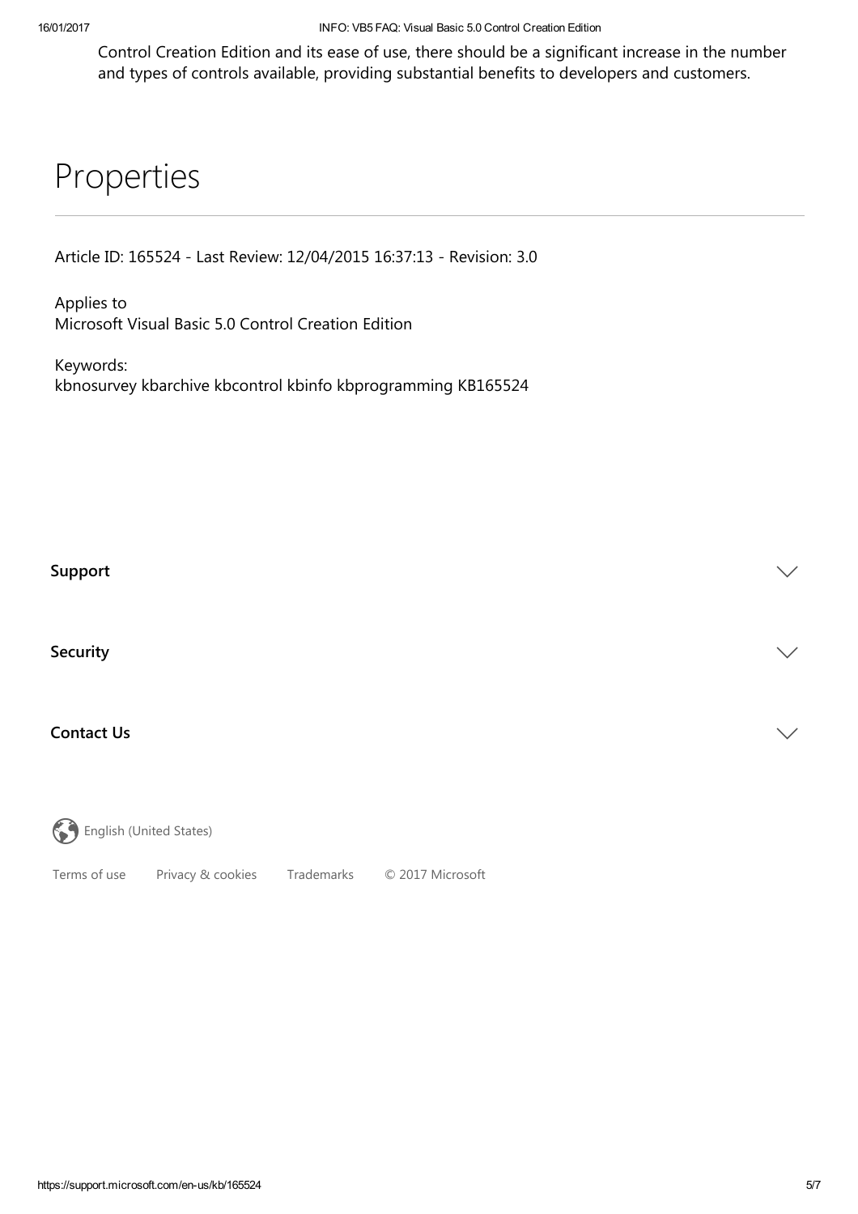Control Creation Edition and its ease of use, there should be a significant increase in the number and types of controls available, providing substantial benefits to developers and customers.

# Properties

Article ID: 165524 - Last Review: 12/04/2015 16:37:13 - Revision: 3.0

Applies to
Microsoft Visual Basic 5.0 Control Creation Edition

Keywords:
kbnosurvey kbarchive kbcontrol kbinfo kbprogramming KB165524

**Support**

**Security**

**Contact Us**

English (United States)

Terms of use   Privacy & cookies   Trademarks   © 2017 Microsoft